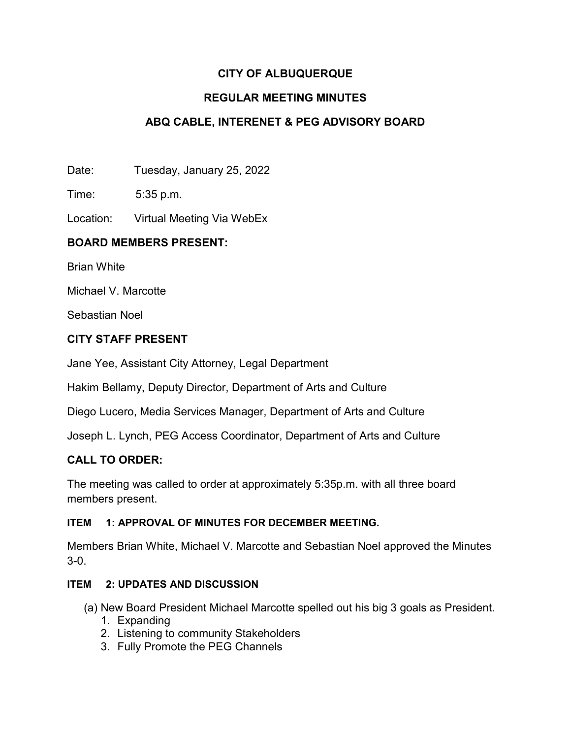# CITY OF ALBUQUERQUE

## REGULAR MEETING MINUTES

## ABQ CABLE, INTERENET & PEG ADVISORY BOARD

Date: Tuesday, January 25, 2022

Time: 5:35 p.m.

Location: Virtual Meeting Via WebEx

### BOARD MEMBERS PRESENT:

Brian White

Michael V. Marcotte

Sebastian Noel

### CITY STAFF PRESENT

Jane Yee, Assistant City Attorney, Legal Department

Hakim Bellamy, Deputy Director, Department of Arts and Culture

Diego Lucero, Media Services Manager, Department of Arts and Culture

Joseph L. Lynch, PEG Access Coordinator, Department of Arts and Culture

### CALL TO ORDER:

The meeting was called to order at approximately 5:35p.m. with all three board members present.

#### ITEM 1: APPROVAL OF MINUTES FOR DECEMBER MEETING.

Members Brian White, Michael V. Marcotte and Sebastian Noel approved the Minutes 3-0.

#### ITEM 2: UPDATES AND DISCUSSION

(a) New Board President Michael Marcotte spelled out his big 3 goals as President.

1. Expanding
2. Listening to community Stakeholders
3. Fully Promote the PEG Channels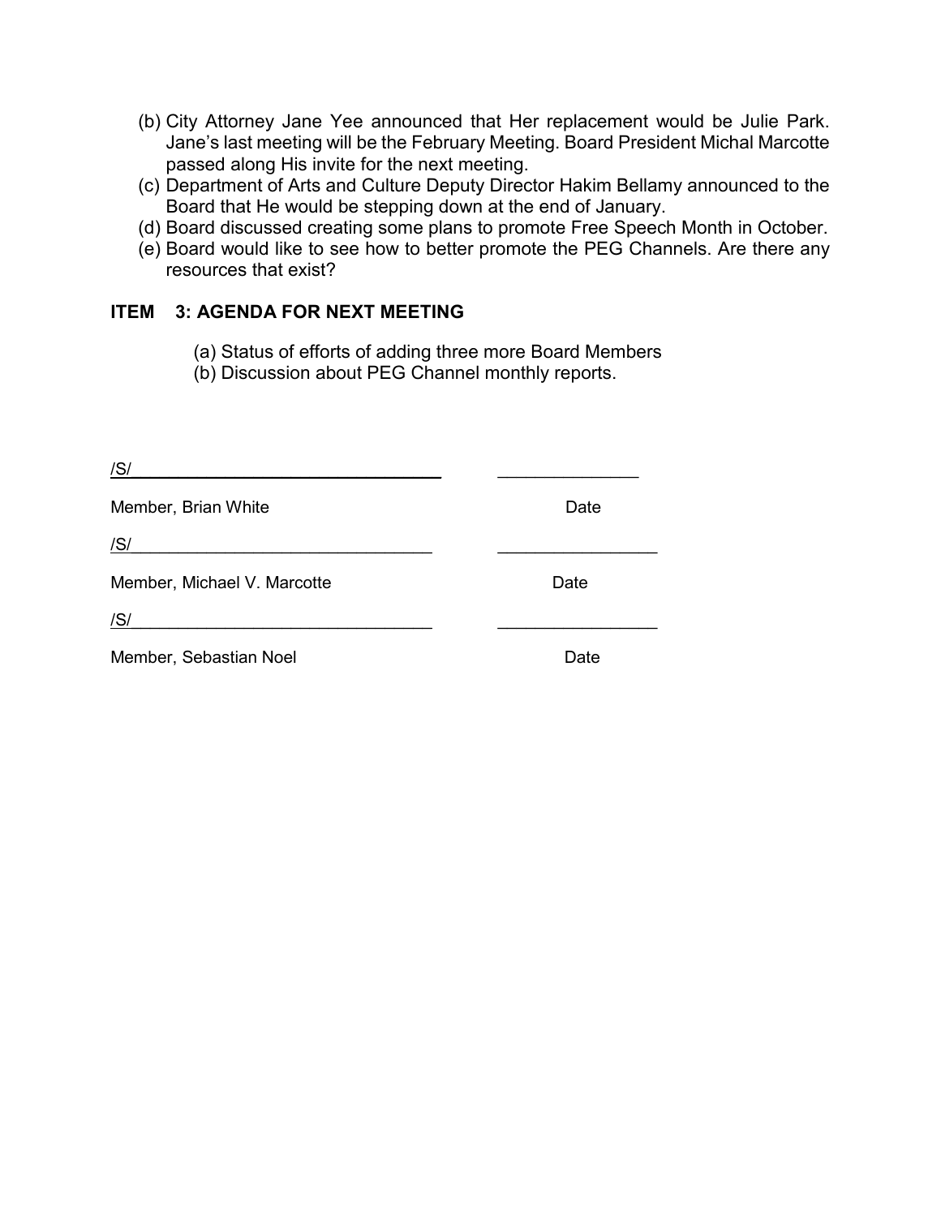(b) City Attorney Jane Yee announced that Her replacement would be Julie Park. Jane's last meeting will be the February Meeting. Board President Michal Marcotte passed along His invite for the next meeting.

(c) Department of Arts and Culture Deputy Director Hakim Bellamy announced to the Board that He would be stepping down at the end of January.

(d) Board discussed creating some plans to promote Free Speech Month in October.

(e) Board would like to see how to better promote the PEG Channels. Are there any resources that exist?

**ITEM 3: AGENDA FOR NEXT MEETING**

(a) Status of efforts of adding three more Board Members

(b) Discussion about PEG Channel monthly reports.

/S/________________________________ _______________

Member, Brian White Date

/S/________________________________ _______________

Member, Michael V. Marcotte Date

/S/________________________________ _______________

Member, Sebastian Noel Date